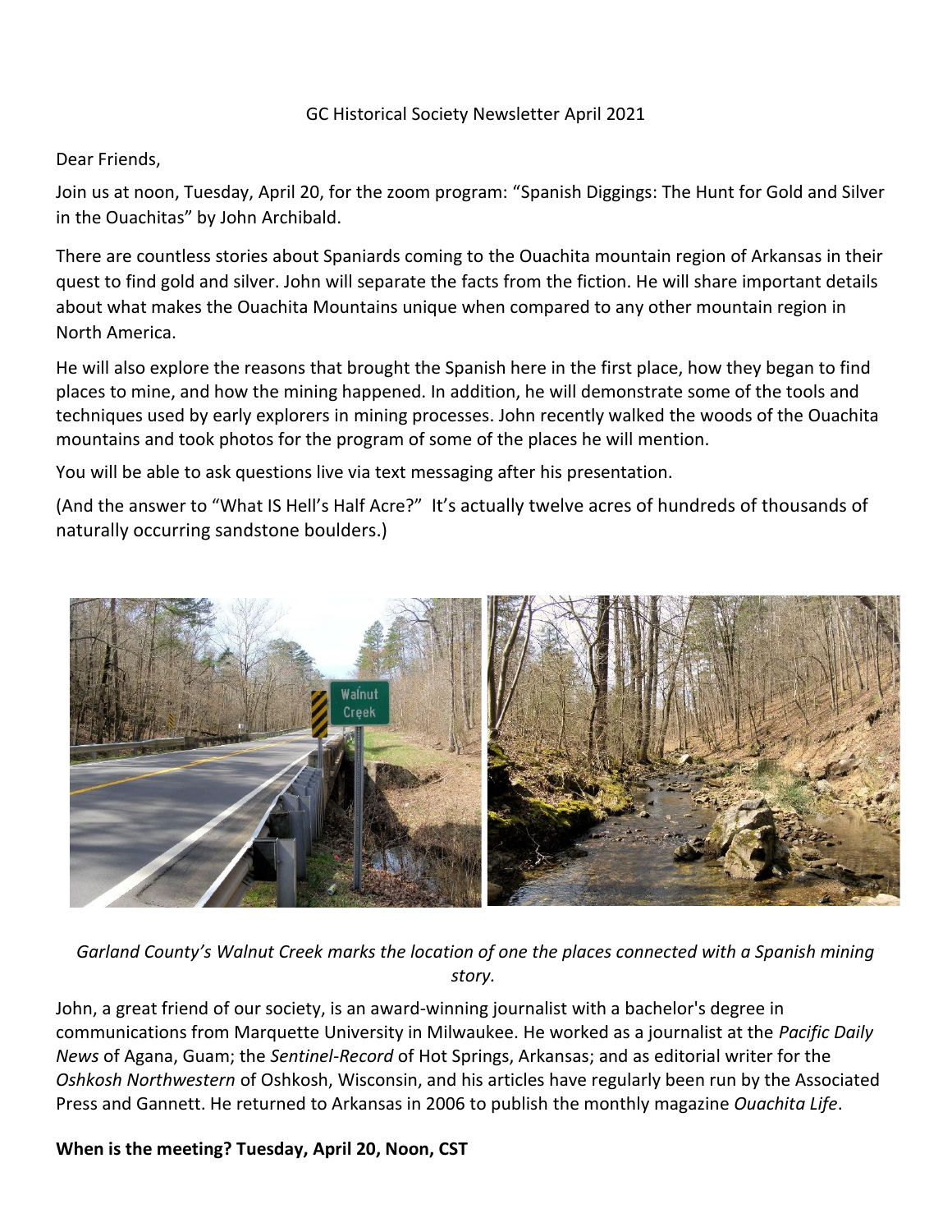GC Historical Society Newsletter April 2021

Dear Friends,

Join us at noon, Tuesday, April 20, for the zoom program: "Spanish Diggings: The Hunt for Gold and Silver in the Ouachitas" by John Archibald.

There are countless stories about Spaniards coming to the Ouachita mountain region of Arkansas in their quest to find gold and silver. John will separate the facts from the fiction. He will share important details about what makes the Ouachita Mountains unique when compared to any other mountain region in North America.

He will also explore the reasons that brought the Spanish here in the first place, how they began to find places to mine, and how the mining happened. In addition, he will demonstrate some of the tools and techniques used by early explorers in mining processes. John recently walked the woods of the Ouachita mountains and took photos for the program of some of the places he will mention.

You will be able to ask questions live via text messaging after his presentation.

(And the answer to "What IS Hell's Half Acre?" It's actually twelve acres of hundreds of thousands of naturally occurring sandstone boulders.)

*Garland County's Walnut Creek marks the location of one the places connected with a Spanish mining story.*

John, a great friend of our society, is an award-winning journalist with a bachelor's degree in communications from Marquette University in Milwaukee. He worked as a journalist at the *Pacific Daily News* of Agana, Guam; the *Sentinel-Record* of Hot Springs, Arkansas; and as editorial writer for the *Oshkosh Northwestern* of Oshkosh, Wisconsin, and his articles have regularly been run by the Associated Press and Gannett. He returned to Arkansas in 2006 to publish the monthly magazine *Ouachita Life*.

**When is the meeting? Tuesday, April 20, Noon, CST**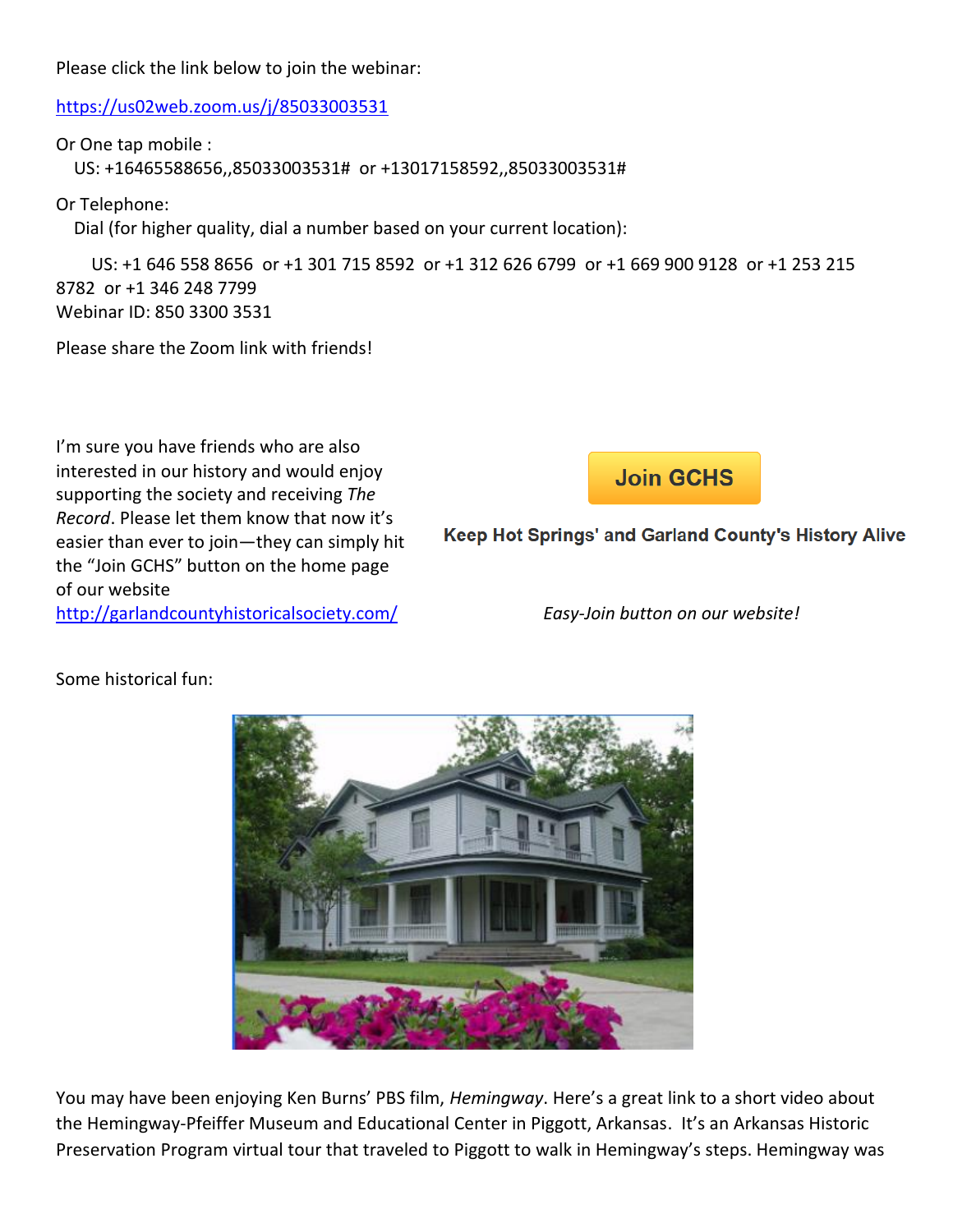Please click the link below to join the webinar:

https://us02web.zoom.us/j/85033003531

Or One tap mobile :
US: +16465588656,,85033003531# or +13017158592,,85033003531#

Or Telephone:
Dial (for higher quality, dial a number based on your current location):

US: +1 646 558 8656 or +1 301 715 8592 or +1 312 626 6799 or +1 669 900 9128 or +1 253 215 8782 or +1 346 248 7799
Webinar ID: 850 3300 3531

Please share the Zoom link with friends!

I'm sure you have friends who are also interested in our history and would enjoy supporting the society and receiving *The Record*. Please let them know that now it's easier than ever to join—they can simply hit the "Join GCHS" button on the home page of our website http://garlandcountyhistoricalsociety.com/

**Join GCHS**

**Keep Hot Springs' and Garland County's History Alive**

*Easy-Join button on our website!*

Some historical fun:

You may have been enjoying Ken Burns' PBS film, *Hemingway*. Here's a great link to a short video about the Hemingway-Pfeiffer Museum and Educational Center in Piggott, Arkansas. It's an Arkansas Historic Preservation Program virtual tour that traveled to Piggott to walk in Hemingway's steps. Hemingway was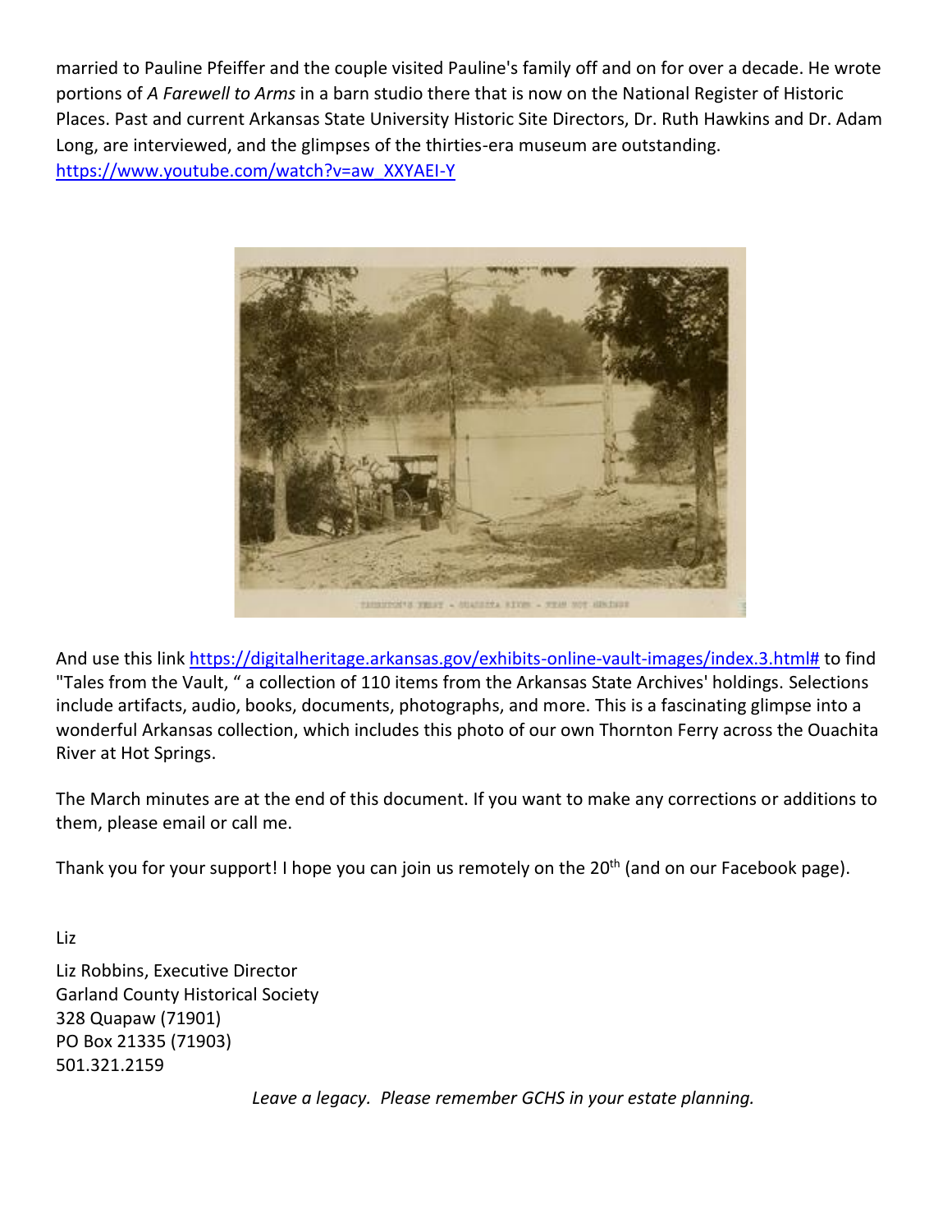married to Pauline Pfeiffer and the couple visited Pauline's family off and on for over a decade. He wrote portions of *A Farewell to Arms* in a barn studio there that is now on the National Register of Historic Places. Past and current Arkansas State University Historic Site Directors, Dr. Ruth Hawkins and Dr. Adam Long, are interviewed, and the glimpses of the thirties-era museum are outstanding. https://www.youtube.com/watch?v=aw_XXYAEI-Y

THORNTON'S FERRY - OUACHITA RIVER - NEAR HOT SPRINGS

And use this link https://digitalheritage.arkansas.gov/exhibits-online-vault-images/index.3.html# to find "Tales from the Vault, " a collection of 110 items from the Arkansas State Archives' holdings. Selections include artifacts, audio, books, documents, photographs, and more. This is a fascinating glimpse into a wonderful Arkansas collection, which includes this photo of our own Thornton Ferry across the Ouachita River at Hot Springs.

The March minutes are at the end of this document. If you want to make any corrections or additions to them, please email or call me.

Thank you for your support! I hope you can join us remotely on the 20th (and on our Facebook page).

Liz

Liz Robbins, Executive Director
Garland County Historical Society
328 Quapaw (71901)
PO Box 21335 (71903)
501.321.2159

*Leave a legacy. Please remember GCHS in your estate planning.*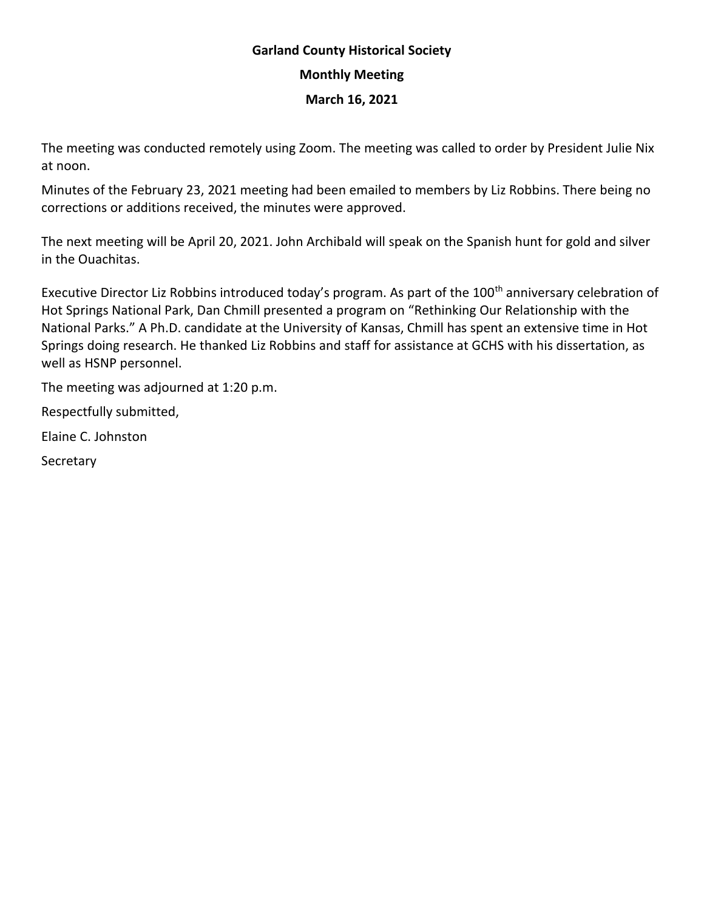**Garland County Historical Society**

**Monthly Meeting**

**March 16, 2021**

The meeting was conducted remotely using Zoom. The meeting was called to order by President Julie Nix at noon.

Minutes of the February 23, 2021 meeting had been emailed to members by Liz Robbins. There being no corrections or additions received, the minutes were approved.

The next meeting will be April 20, 2021. John Archibald will speak on the Spanish hunt for gold and silver in the Ouachitas.

Executive Director Liz Robbins introduced today's program. As part of the 100th anniversary celebration of Hot Springs National Park, Dan Chmill presented a program on "Rethinking Our Relationship with the National Parks." A Ph.D. candidate at the University of Kansas, Chmill has spent an extensive time in Hot Springs doing research. He thanked Liz Robbins and staff for assistance at GCHS with his dissertation, as well as HSNP personnel.

The meeting was adjourned at 1:20 p.m.

Respectfully submitted,

Elaine C. Johnston

Secretary